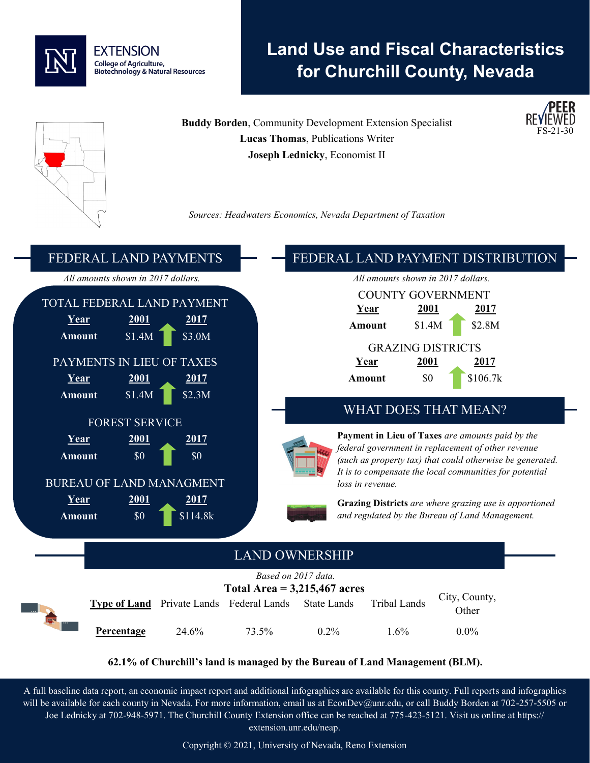EXTENSION
College of Agriculture, Biotechnology & Natural Resources

# Land Use and Fiscal Characteristics for Churchill County, Nevada

PEER REVIEWED
FS-21-30

**Buddy Borden**, Community Development Extension Specialist
**Lucas Thomas**, Publications Writer
**Joseph Lednicky**, Economist II

*Sources: Headwaters Economics, Nevada Department of Taxation*

## FEDERAL LAND PAYMENTS

*All amounts shown in 2017 dollars.*

### TOTAL FEDERAL LAND PAYMENT

| Year | 2001 | 2017 |
|---|---|---|
| Amount | $1.4M | $3.0M |

### PAYMENTS IN LIEU OF TAXES

| Year | 2001 | 2017 |
|---|---|---|
| Amount | $1.4M | $2.3M |

### FOREST SERVICE

| Year | 2001 | 2017 |
|---|---|---|
| Amount | $0 | $0 |

### BUREAU OF LAND MANAGMENT

| Year | 2001 | 2017 |
|---|---|---|
| Amount | $0 | $114.8k |

## FEDERAL LAND PAYMENT DISTRIBUTION

*All amounts shown in 2017 dollars.*

### COUNTY GOVERNMENT

| Year | 2001 | 2017 |
|---|---|---|
| Amount | $1.4M | $2.8M |

### GRAZING DISTRICTS

| Year | 2001 | 2017 |
|---|---|---|
| Amount | $0 | $106.7k |

## WHAT DOES THAT MEAN?

**Payment in Lieu of Taxes** *are amounts paid by the federal government in replacement of other revenue (such as property tax) that could otherwise be generated. It is to compensate the local communities for potential loss in revenue.*

**Grazing Districts** *are where grazing use is apportioned and regulated by the Bureau of Land Management.*

## LAND OWNERSHIP

*Based on 2017 data.*

**Total Area = 3,215,467 acres**

| Type of Land | Private Lands | Federal Lands | State Lands | Tribal Lands | City, County, Other |
|---|---|---|---|---|---|
| Percentage | 24.6% | 73.5% | 0.2% | 1.6% | 0.0% |

**62.1% of Churchill's land is managed by the Bureau of Land Management (BLM).**

A full baseline data report, an economic impact report and additional infographics are available for this county. Full reports and infographics will be available for each county in Nevada. For more information, email us at EconDev@unr.edu, or call Buddy Borden at 702-257-5505 or Joe Lednicky at 702-948-5971. The Churchill County Extension office can be reached at 775-423-5121. Visit us online at https://extension.unr.edu/neap.

Copyright © 2021, University of Nevada, Reno Extension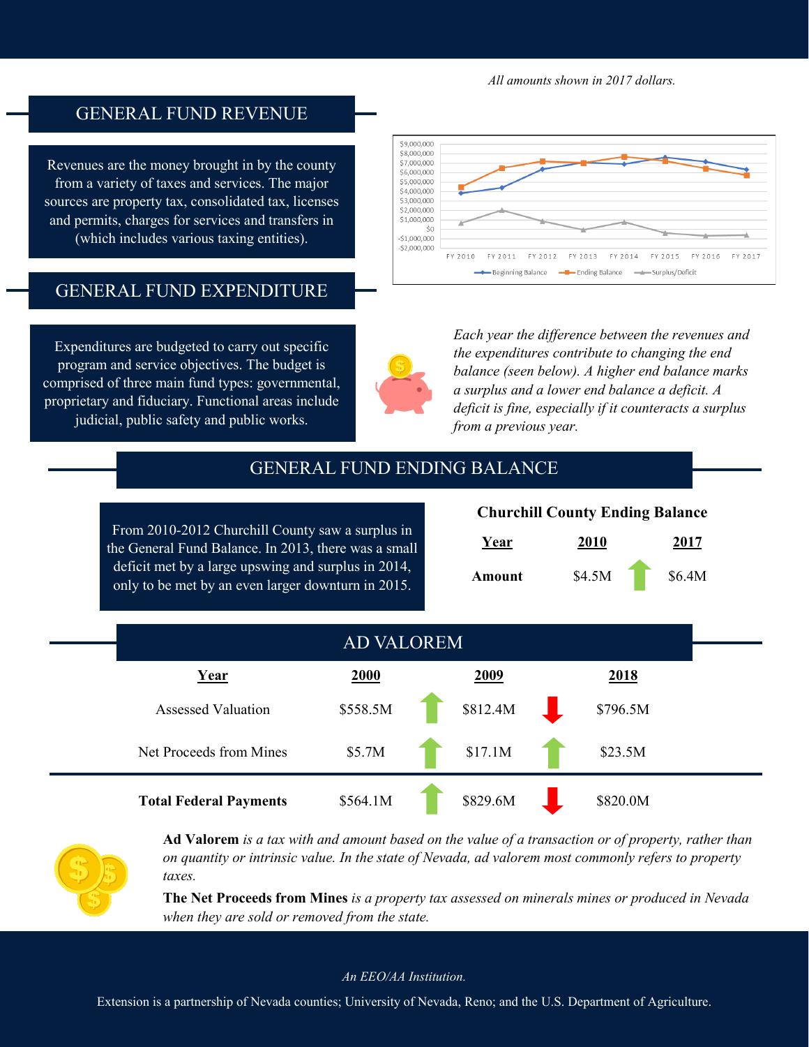*All amounts shown in 2017 dollars.*

## GENERAL FUND REVENUE

Revenues are the money brought in by the county from a variety of taxes and services. The major sources are property tax, consolidated tax, licenses and permits, charges for services and transfers in (which includes various taxing entities).

$9,000,000
$8,000,000
$7,000,000
$6,000,000
$5,000,000
$4,000,000
$3,000,000
$2,000,000
$1,000,000
$0
-$1,000,000
-$2,000,000

FY 2010 FY 2011 FY 2012 FY 2013 FY 2014 FY 2015 FY 2016 FY 2017

Beginning Balance Ending Balance Surplus/Deficit

## GENERAL FUND EXPENDITURE

Expenditures are budgeted to carry out specific program and service objectives. The budget is comprised of three main fund types: governmental, proprietary and fiduciary. Functional areas include judicial, public safety and public works.

*Each year the difference between the revenues and the expenditures contribute to changing the end balance (seen below). A higher end balance marks a surplus and a lower end balance a deficit. A deficit is fine, especially if it counteracts a surplus from a previous year.*

## GENERAL FUND ENDING BALANCE

From 2010-2012 Churchill County saw a surplus in the General Fund Balance. In 2013, there was a small deficit met by a large upswing and surplus in 2014, only to be met by an even larger downturn in 2015.

**Churchill County Ending Balance**

| Year | 2010 | | 2017 |
|---|---|---|---|
| Amount | $4.5M | ↑ | $6.4M |

## AD VALOREM

| Year | 2000 | | 2009 | | 2018 |
|---|---|---|---|---|---|
| Assessed Valuation | $558.5M | ↑ | $812.4M | ↓ | $796.5M |
| Net Proceeds from Mines | $5.7M | ↑ | $17.1M | ↑ | $23.5M |
| **Total Federal Payments** | $564.1M | ↑ | $829.6M | ↓ | $820.0M |

**Ad Valorem** *is a tax with and amount based on the value of a transaction or of property, rather than on quantity or intrinsic value. In the state of Nevada, ad valorem most commonly refers to property taxes.*

**The Net Proceeds from Mines** *is a property tax assessed on minerals mines or produced in Nevada when they are sold or removed from the state.*

*An EEO/AA Institution.*

Extension is a partnership of Nevada counties; University of Nevada, Reno; and the U.S. Department of Agriculture.